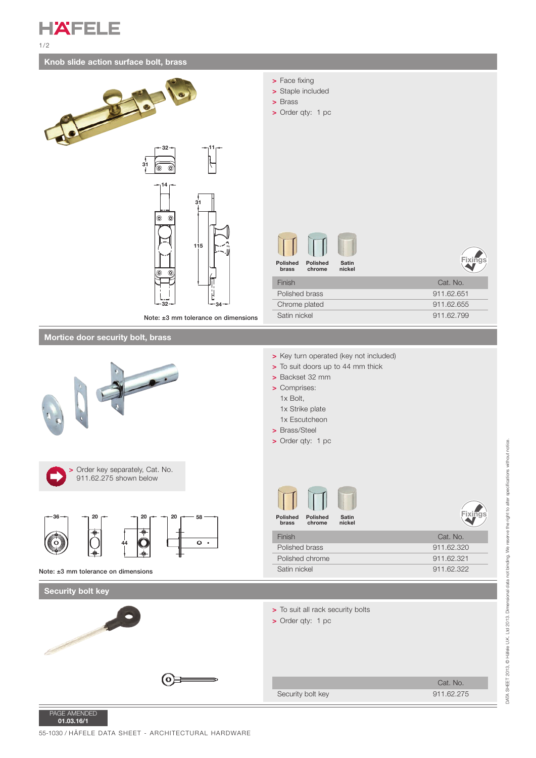## Knob slide action surface bolt, brass

- Face fixing
- Staple included
- Brass
- Order qty: 1 pc

Note: ±3 mm tolerance on dimensions

| Finish | Cat. No. |
|---|---|
| Polished brass | 911.62.651 |
| Chrome plated | 911.62.655 |
| Satin nickel | 911.62.799 |

## Mortice door security bolt, brass

- Key turn operated (key not included)
- To suit doors up to 44 mm thick
- Backset 32 mm
- Comprises:
  1x Bolt,
  1x Strike plate
  1x Escutcheon
- Brass/Steel
- Order qty: 1 pc

- Order key separately, Cat. No. 911.62.275 shown below

Note: ±3 mm tolerance on dimensions

| Finish | Cat. No. |
|---|---|
| Polished brass | 911.62.320 |
| Polished chrome | 911.62.321 |
| Satin nickel | 911.62.322 |

## Security bolt key

- To suit all rack security bolts
- Order qty: 1 pc

| | Cat. No. |
|---|---|
| Security bolt key | 911.62.275 |

PAGE AMENDED **01.03.16/1**

55-1030 / HÄFELE DATA SHEET - ARCHITECTURAL HARDWARE

DATA SHEET 2013, © Häfele U.K. Ltd 2013. Dimensional data not binding. We reserve the right to alter specifications without notice.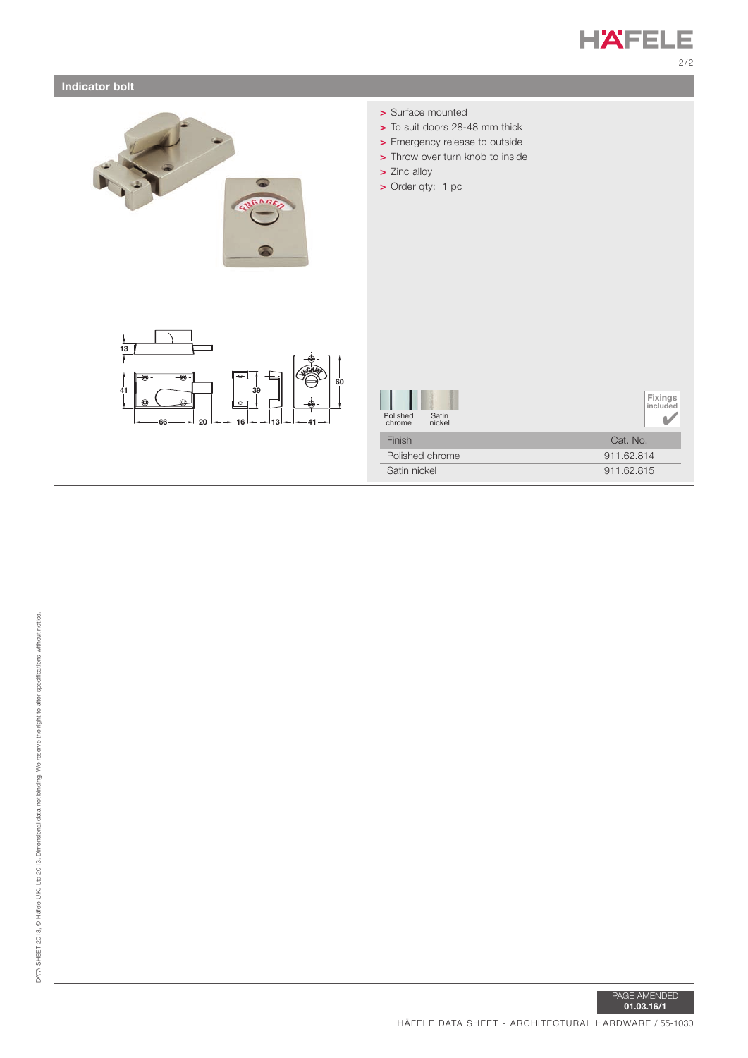## Indicator bolt

- Surface mounted
- To suit doors 28-48 mm thick
- Emergency release to outside
- Throw over turn knob to inside
- Zinc alloy
- Order qty: 1 pc

13

41

66

20

16

39

13

41

60

Polished chrome

Satin nickel

Fixings included

| Finish | Cat. No. |
|---|---|
| Polished chrome | 911.62.814 |
| Satin nickel | 911.62.815 |

DATA SHEET 2013. © Häfele U.K. Ltd 2013. Dimensional data not binding. We reserve the right to alter specifications without notice.

PAGE AMENDED
**01.03.16/1**

HÄFELE DATA SHEET - ARCHITECTURAL HARDWARE / 55-1030